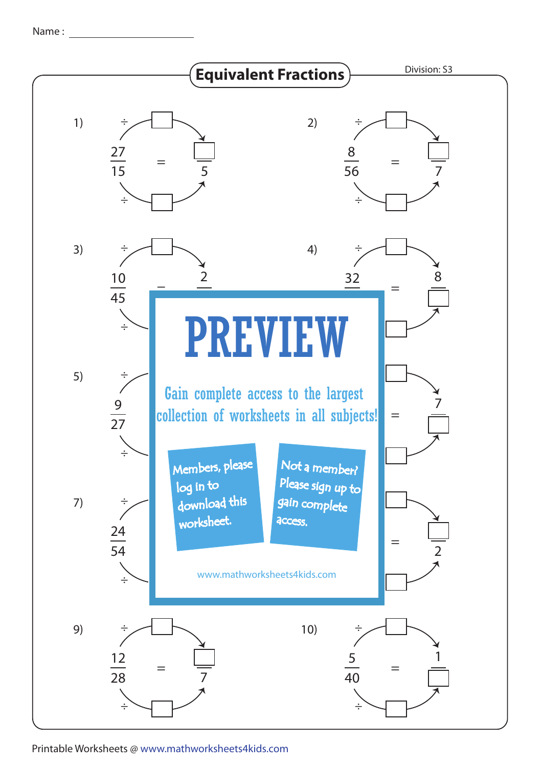Name : ______________________

# Equivalent Fractions

Division: S3

1) $\frac{27}{15} = \frac{\square}{5}$ (÷ $\square$, ÷ $\square$)

2) $\frac{8}{56} = \frac{\square}{7}$ (÷ $\square$, ÷ $\square$)

3) $\frac{10}{45} = \frac{2}{\square}$ (÷ $\square$, ÷ $\square$)

4) $\frac{32}{\square} = \frac{8}{\square}$ (÷ $\square$, ÷ $\square$)

5) $\frac{9}{27} = \frac{\square}{\square}$ (÷ $\square$, ÷ $\square$)

6) $\frac{\square}{\square} = \frac{7}{\square}$ (÷ $\square$, ÷ $\square$)

7) $\frac{24}{54} = \frac{\square}{\square}$ (÷ $\square$, ÷ $\square$)

8) $\frac{\square}{\square} = \frac{\square}{2}$ (÷ $\square$, ÷ $\square$)

9) $\frac{12}{28} = \frac{\square}{7}$ (÷ $\square$, ÷ $\square$)

10) $\frac{5}{40} = \frac{1}{\square}$ (÷ $\square$, ÷ $\square$)

PREVIEW

Gain complete access to the largest collection of worksheets in all subjects!

Members, please log in to download this worksheet.

Not a member? Please sign up to gain complete access.

www.mathworksheets4kids.com

Printable Worksheets @ www.mathworksheets4kids.com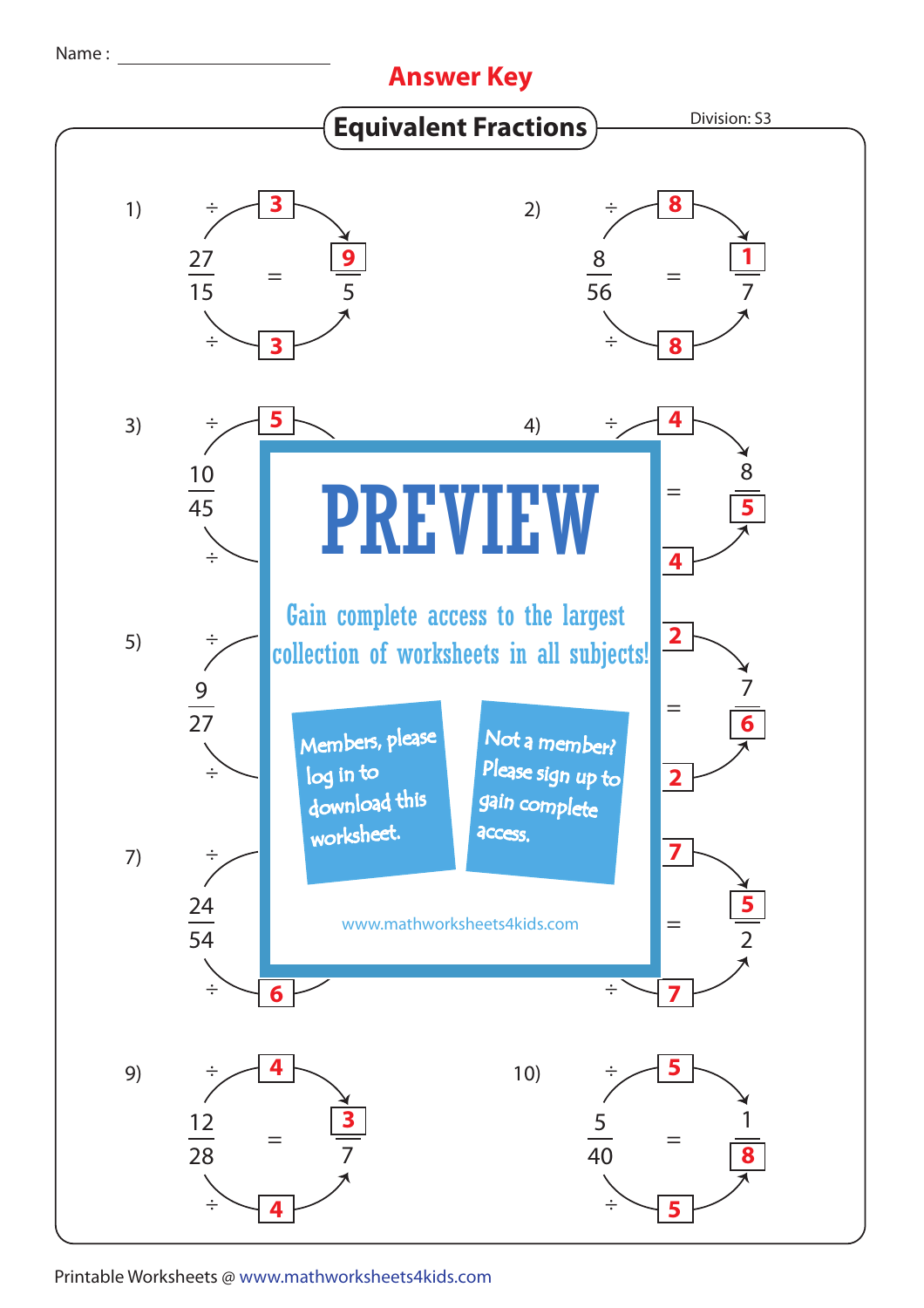Name : ____________________

**Answer Key**

# Equivalent Fractions

Division: S3

1) $\frac{27}{15} = \frac{9}{5}$ (÷ 3, ÷ 3)

2) $\frac{8}{56} = \frac{1}{7}$ (÷ 8, ÷ 8)

3) $\frac{10}{45}$ (÷ 5, ÷)

4) $= \frac{8}{5}$ (÷ 4, 4)

5) $\frac{9}{27}$ (÷, ÷)

6) $= \frac{7}{6}$ (2, 2)

7) $\frac{24}{54}$ (÷, ÷ 6)

8) $= \frac{5}{2}$ (7, ÷ 7)

9) $\frac{12}{28} = \frac{3}{7}$ (÷ 4, ÷ 4)

10) $\frac{5}{40} = \frac{1}{8}$ (÷ 5, ÷ 5)

PREVIEW

Gain complete access to the largest collection of worksheets in all subjects!

Members, please log in to download this worksheet.

Not a member? Please sign up to gain complete access.

www.mathworksheets4kids.com

Printable Worksheets @ www.mathworksheets4kids.com